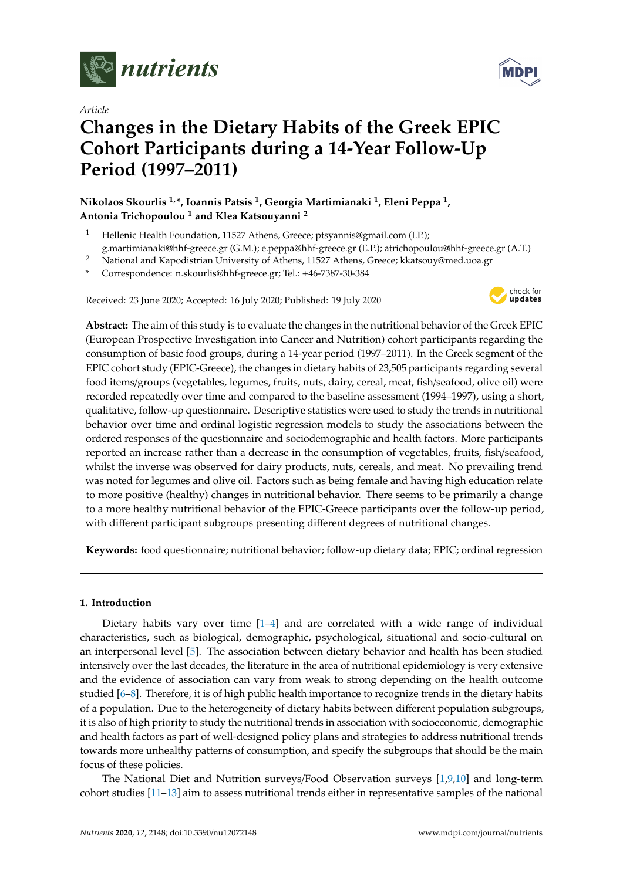*Article*

# Changes in the Dietary Habits of the Greek EPIC Cohort Participants during a 14-Year Follow-Up Period (1997–2011)

**Nikolaos Skourlis [1,*], Ioannis Patsis [1], Georgia Martimianaki [1], Eleni Peppa [1], Antonia Trichopoulou [1] and Klea Katsouyanni [2]**

[1] Hellenic Health Foundation, 11527 Athens, Greece; ptsyannis@gmail.com (I.P.); g.martimianaki@hhf-greece.gr (G.M.); e.peppa@hhf-greece.gr (E.P.); atrichopoulou@hhf-greece.gr (A.T.)

[2] National and Kapodistrian University of Athens, 11527 Athens, Greece; kkatsouy@med.uoa.gr

[*] Correspondence: n.skourlis@hhf-greece.gr; Tel.: +46-7387-30-384

Received: 23 June 2020; Accepted: 16 July 2020; Published: 19 July 2020

**Abstract:** The aim of this study is to evaluate the changes in the nutritional behavior of the Greek EPIC (European Prospective Investigation into Cancer and Nutrition) cohort participants regarding the consumption of basic food groups, during a 14-year period (1997–2011). In the Greek segment of the EPIC cohort study (EPIC-Greece), the changes in dietary habits of 23,505 participants regarding several food items/groups (vegetables, legumes, fruits, nuts, dairy, cereal, meat, fish/seafood, olive oil) were recorded repeatedly over time and compared to the baseline assessment (1994–1997), using a short, qualitative, follow-up questionnaire. Descriptive statistics were used to study the trends in nutritional behavior over time and ordinal logistic regression models to study the associations between the ordered responses of the questionnaire and sociodemographic and health factors. More participants reported an increase rather than a decrease in the consumption of vegetables, fruits, fish/seafood, whilst the inverse was observed for dairy products, nuts, cereals, and meat. No prevailing trend was noted for legumes and olive oil. Factors such as being female and having high education relate to more positive (healthy) changes in nutritional behavior. There seems to be primarily a change to a more healthy nutritional behavior of the EPIC-Greece participants over the follow-up period, with different participant subgroups presenting different degrees of nutritional changes.

**Keywords:** food questionnaire; nutritional behavior; follow-up dietary data; EPIC; ordinal regression

## 1. Introduction

Dietary habits vary over time [1–4] and are correlated with a wide range of individual characteristics, such as biological, demographic, psychological, situational and socio-cultural on an interpersonal level [5]. The association between dietary behavior and health has been studied intensively over the last decades, the literature in the area of nutritional epidemiology is very extensive and the evidence of association can vary from weak to strong depending on the health outcome studied [6–8]. Therefore, it is of high public health importance to recognize trends in the dietary habits of a population. Due to the heterogeneity of dietary habits between different population subgroups, it is also of high priority to study the nutritional trends in association with socioeconomic, demographic and health factors as part of well-designed policy plans and strategies to address nutritional trends towards more unhealthy patterns of consumption, and specify the subgroups that should be the main focus of these policies.

The National Diet and Nutrition surveys/Food Observation surveys [1,9,10] and long-term cohort studies [11–13] aim to assess nutritional trends either in representative samples of the national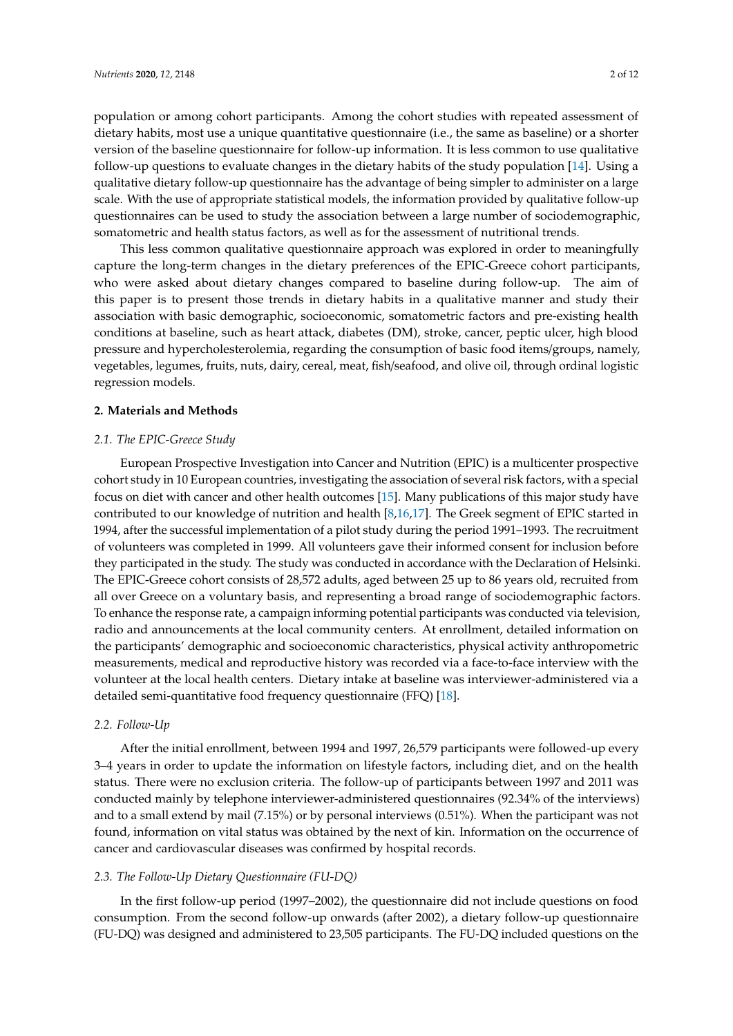population or among cohort participants. Among the cohort studies with repeated assessment of dietary habits, most use a unique quantitative questionnaire (i.e., the same as baseline) or a shorter version of the baseline questionnaire for follow-up information. It is less common to use qualitative follow-up questions to evaluate changes in the dietary habits of the study population [14]. Using a qualitative dietary follow-up questionnaire has the advantage of being simpler to administer on a large scale. With the use of appropriate statistical models, the information provided by qualitative follow-up questionnaires can be used to study the association between a large number of sociodemographic, somatometric and health status factors, as well as for the assessment of nutritional trends.

This less common qualitative questionnaire approach was explored in order to meaningfully capture the long-term changes in the dietary preferences of the EPIC-Greece cohort participants, who were asked about dietary changes compared to baseline during follow-up. The aim of this paper is to present those trends in dietary habits in a qualitative manner and study their association with basic demographic, socioeconomic, somatometric factors and pre-existing health conditions at baseline, such as heart attack, diabetes (DM), stroke, cancer, peptic ulcer, high blood pressure and hypercholesterolemia, regarding the consumption of basic food items/groups, namely, vegetables, legumes, fruits, nuts, dairy, cereal, meat, fish/seafood, and olive oil, through ordinal logistic regression models.

## 2. Materials and Methods

### *2.1. The EPIC-Greece Study*

European Prospective Investigation into Cancer and Nutrition (EPIC) is a multicenter prospective cohort study in 10 European countries, investigating the association of several risk factors, with a special focus on diet with cancer and other health outcomes [15]. Many publications of this major study have contributed to our knowledge of nutrition and health [8,16,17]. The Greek segment of EPIC started in 1994, after the successful implementation of a pilot study during the period 1991–1993. The recruitment of volunteers was completed in 1999. All volunteers gave their informed consent for inclusion before they participated in the study. The study was conducted in accordance with the Declaration of Helsinki. The EPIC-Greece cohort consists of 28,572 adults, aged between 25 up to 86 years old, recruited from all over Greece on a voluntary basis, and representing a broad range of sociodemographic factors. To enhance the response rate, a campaign informing potential participants was conducted via television, radio and announcements at the local community centers. At enrollment, detailed information on the participants' demographic and socioeconomic characteristics, physical activity anthropometric measurements, medical and reproductive history was recorded via a face-to-face interview with the volunteer at the local health centers. Dietary intake at baseline was interviewer-administered via a detailed semi-quantitative food frequency questionnaire (FFQ) [18].

### *2.2. Follow-Up*

After the initial enrollment, between 1994 and 1997, 26,579 participants were followed-up every 3–4 years in order to update the information on lifestyle factors, including diet, and on the health status. There were no exclusion criteria. The follow-up of participants between 1997 and 2011 was conducted mainly by telephone interviewer-administered questionnaires (92.34% of the interviews) and to a small extend by mail (7.15%) or by personal interviews (0.51%). When the participant was not found, information on vital status was obtained by the next of kin. Information on the occurrence of cancer and cardiovascular diseases was confirmed by hospital records.

### *2.3. The Follow-Up Dietary Questionnaire (FU-DQ)*

In the first follow-up period (1997–2002), the questionnaire did not include questions on food consumption. From the second follow-up onwards (after 2002), a dietary follow-up questionnaire (FU-DQ) was designed and administered to 23,505 participants. The FU-DQ included questions on the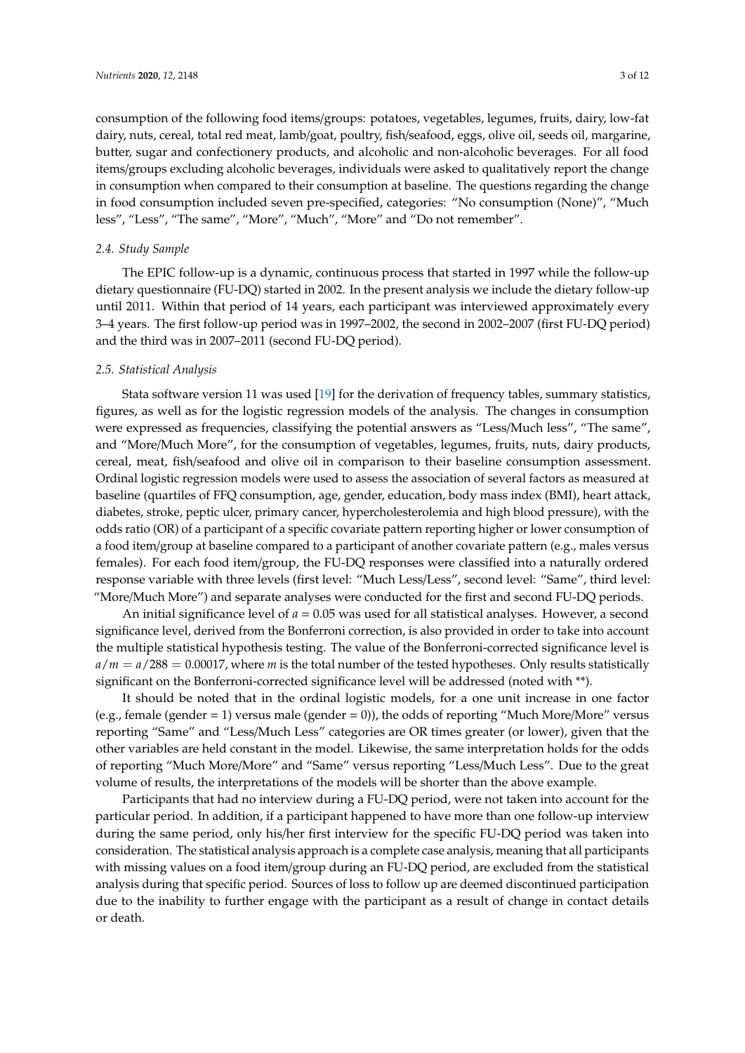consumption of the following food items/groups: potatoes, vegetables, legumes, fruits, dairy, low-fat dairy, nuts, cereal, total red meat, lamb/goat, poultry, fish/seafood, eggs, olive oil, seeds oil, margarine, butter, sugar and confectionery products, and alcoholic and non-alcoholic beverages. For all food items/groups excluding alcoholic beverages, individuals were asked to qualitatively report the change in consumption when compared to their consumption at baseline. The questions regarding the change in food consumption included seven pre-specified, categories: "No consumption (None)", "Much less", "Less", "The same", "More", "Much", "More" and "Do not remember".

### 2.4. Study Sample

The EPIC follow-up is a dynamic, continuous process that started in 1997 while the follow-up dietary questionnaire (FU-DQ) started in 2002. In the present analysis we include the dietary follow-up until 2011. Within that period of 14 years, each participant was interviewed approximately every 3–4 years. The first follow-up period was in 1997–2002, the second in 2002–2007 (first FU-DQ period) and the third was in 2007–2011 (second FU-DQ period).

### 2.5. Statistical Analysis

Stata software version 11 was used [19] for the derivation of frequency tables, summary statistics, figures, as well as for the logistic regression models of the analysis. The changes in consumption were expressed as frequencies, classifying the potential answers as "Less/Much less", "The same", and "More/Much More", for the consumption of vegetables, legumes, fruits, nuts, dairy products, cereal, meat, fish/seafood and olive oil in comparison to their baseline consumption assessment. Ordinal logistic regression models were used to assess the association of several factors as measured at baseline (quartiles of FFQ consumption, age, gender, education, body mass index (BMI), heart attack, diabetes, stroke, peptic ulcer, primary cancer, hypercholesterolemia and high blood pressure), with the odds ratio (OR) of a participant of a specific covariate pattern reporting higher or lower consumption of a food item/group at baseline compared to a participant of another covariate pattern (e.g., males versus females). For each food item/group, the FU-DQ responses were classified into a naturally ordered response variable with three levels (first level: "Much Less/Less", second level: "Same", third level: "More/Much More") and separate analyses were conducted for the first and second FU-DQ periods.

An initial significance level of $a = 0.05$ was used for all statistical analyses. However, a second significance level, derived from the Bonferroni correction, is also provided in order to take into account the multiple statistical hypothesis testing. The value of the Bonferroni-corrected significance level is $a/m = a/288 = 0.00017$, where $m$ is the total number of the tested hypotheses. Only results statistically significant on the Bonferroni-corrected significance level will be addressed (noted with **).

It should be noted that in the ordinal logistic models, for a one unit increase in one factor (e.g., female (gender = 1) versus male (gender = 0)), the odds of reporting "Much More/More" versus reporting "Same" and "Less/Much Less" categories are OR times greater (or lower), given that the other variables are held constant in the model. Likewise, the same interpretation holds for the odds of reporting "Much More/More" and "Same" versus reporting "Less/Much Less". Due to the great volume of results, the interpretations of the models will be shorter than the above example.

Participants that had no interview during a FU-DQ period, were not taken into account for the particular period. In addition, if a participant happened to have more than one follow-up interview during the same period, only his/her first interview for the specific FU-DQ period was taken into consideration. The statistical analysis approach is a complete case analysis, meaning that all participants with missing values on a food item/group during an FU-DQ period, are excluded from the statistical analysis during that specific period. Sources of loss to follow up are deemed discontinued participation due to the inability to further engage with the participant as a result of change in contact details or death.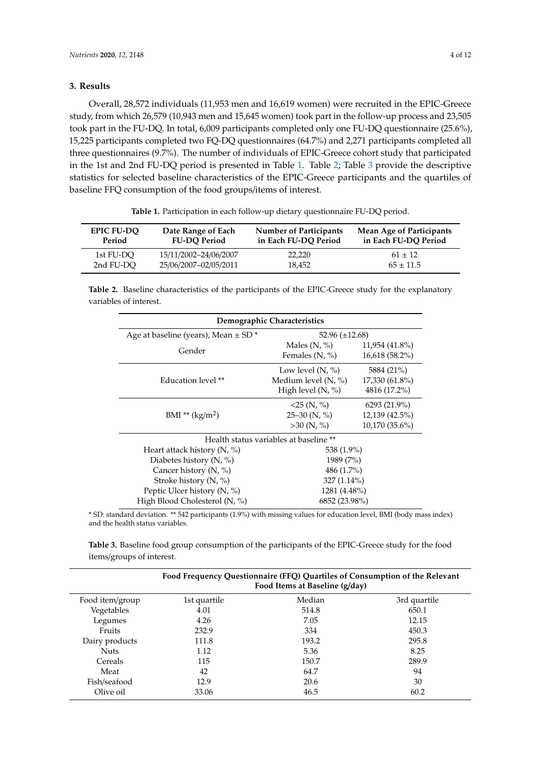## 3. Results

Overall, 28,572 individuals (11,953 men and 16,619 women) were recruited in the EPIC-Greece study, from which 26,579 (10,943 men and 15,645 women) took part in the follow-up process and 23,505 took part in the FU-DQ. In total, 6,009 participants completed only one FU-DQ questionnaire (25.6%), 15,225 participants completed two FQ-DQ questionnaires (64.7%) and 2,271 participants completed all three questionnaires (9.7%). The number of individuals of EPIC-Greece cohort study that participated in the 1st and 2nd FU-DQ period is presented in Table 1. Table 2; Table 3 provide the descriptive statistics for selected baseline characteristics of the EPIC-Greece participants and the quartiles of baseline FFQ consumption of the food groups/items of interest.

**Table 1.** Participation in each follow-up dietary questionnaire FU-DQ period.

| EPIC FU-DQ Period | Date Range of Each FU-DQ Period | Number of Participants in Each FU-DQ Period | Mean Age of Participants in Each FU-DQ Period |
|---|---|---|---|
| 1st FU-DQ | 15/11/2002–24/06/2007 | 22,220 | 61 ± 12 |
| 2nd FU-DQ | 25/06/2007–02/05/2011 | 18,452 | 65 ± 11.5 |

**Table 2.** Baseline characteristics of the participants of the EPIC-Greece study for the explanatory variables of interest.

| Demographic Characteristics | | |
|---|---|---|
| Age at baseline (years), Mean ± SD * | 52.96 (±12.68) | |
| Gender | Males (N, %) | 11,954 (41.8%) |
| | Females (N, %) | 16,618 (58.2%) |
| Education level ** | Low level (N, %) | 5884 (21%) |
| | Medium level (N, %) | 17,330 (61.8%) |
| | High level (N, %) | 4816 (17.2%) |
| BMI ** (kg/m$^2$) | <25 (N, %) | 6293 (21.9%) |
| | 25–30 (N, %) | 12,139 (42.5%) |
| | >30 (N, %) | 10,170 (35.6%) |
| Health status variables at baseline ** | | |
| Heart attack history (N, %) | 538 (1.9%) | |
| Diabetes history (N, %) | 1989 (7%) | |
| Cancer history (N, %) | 486 (1.7%) | |
| Stroke history (N, %) | 327 (1.14%) | |
| Peptic Ulcer history (N, %) | 1281 (4.48%) | |
| High Blood Cholesterol (N, %) | 6852 (23.98%) | |

* SD: standard deviation. ** 542 participants (1.9%) with missing values for education level, BMI (body mass index) and the health status variables.

**Table 3.** Baseline food group consumption of the participants of the EPIC-Greece study for the food items/groups of interest.

| | Food Frequency Questionnaire (FFQ) Quartiles of Consumption of the Relevant Food Items at Baseline (g/day) | | |
|---|---|---|---|
| Food item/group | 1st quartile | Median | 3rd quartile |
| Vegetables | 4.01 | 514.8 | 650.1 |
| Legumes | 4.26 | 7.05 | 12.15 |
| Fruits | 232.9 | 334 | 450.3 |
| Dairy products | 111.8 | 193.2 | 295.8 |
| Nuts | 1.12 | 5.36 | 8.25 |
| Cereals | 115 | 150.7 | 289.9 |
| Meat | 42 | 64.7 | 94 |
| Fish/seafood | 12.9 | 20.6 | 30 |
| Olive oil | 33.06 | 46.5 | 60.2 |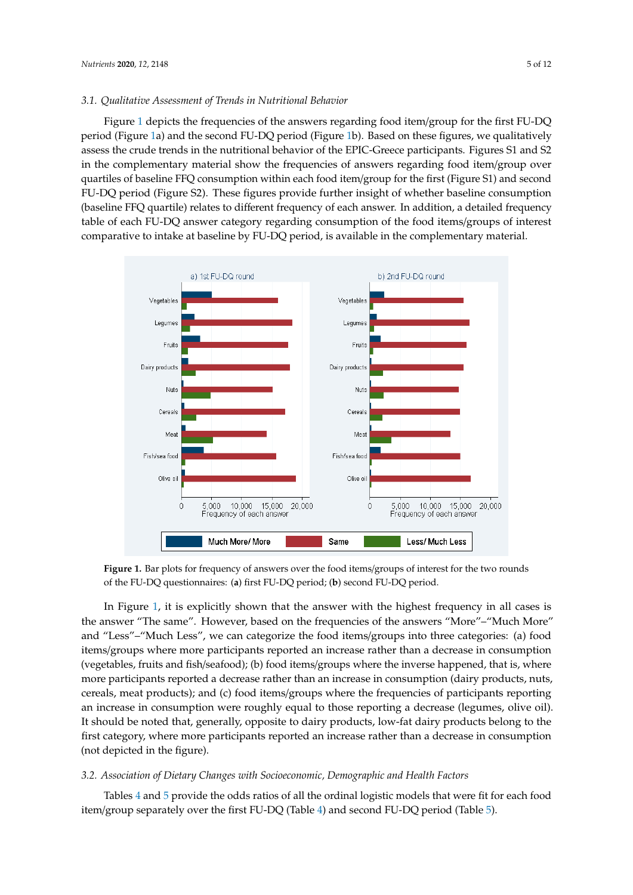### 3.1. Qualitative Assessment of Trends in Nutritional Behavior

Figure 1 depicts the frequencies of the answers regarding food item/group for the first FU-DQ period (Figure 1a) and the second FU-DQ period (Figure 1b). Based on these figures, we qualitatively assess the crude trends in the nutritional behavior of the EPIC-Greece participants. Figures S1 and S2 in the complementary material show the frequencies of answers regarding food item/group over quartiles of baseline FFQ consumption within each food item/group for the first (Figure S1) and second FU-DQ period (Figure S2). These figures provide further insight of whether baseline consumption (baseline FFQ quartile) relates to different frequency of each answer. In addition, a detailed frequency table of each FU-DQ answer category regarding consumption of the food items/groups of interest comparative to intake at baseline by FU-DQ period, is available in the complementary material.

a) 1st FU-DQ round

b) 2nd FU-DQ round

Vegetables
Legumes
Fruits
Dairy products
Nuts
Cereals
Meat
Fish/sea food
Olive oil

0 5,000 10,000 15,000 20,000
Frequency of each answer

Much More/ More
Same
Less/ Much Less

**Figure 1.** Bar plots for frequency of answers over the food items/groups of interest for the two rounds of the FU-DQ questionnaires: (**a**) first FU-DQ period; (**b**) second FU-DQ period.

In Figure 1, it is explicitly shown that the answer with the highest frequency in all cases is the answer "The same". However, based on the frequencies of the answers "More"–"Much More" and "Less"–"Much Less", we can categorize the food items/groups into three categories: (a) food items/groups where more participants reported an increase rather than a decrease in consumption (vegetables, fruits and fish/seafood); (b) food items/groups where the inverse happened, that is, where more participants reported a decrease rather than an increase in consumption (dairy products, nuts, cereals, meat products); and (c) food items/groups where the frequencies of participants reporting an increase in consumption were roughly equal to those reporting a decrease (legumes, olive oil). It should be noted that, generally, opposite to dairy products, low-fat dairy products belong to the first category, where more participants reported an increase rather than a decrease in consumption (not depicted in the figure).

### 3.2. Association of Dietary Changes with Socioeconomic, Demographic and Health Factors

Tables 4 and 5 provide the odds ratios of all the ordinal logistic models that were fit for each food item/group separately over the first FU-DQ (Table 4) and second FU-DQ period (Table 5).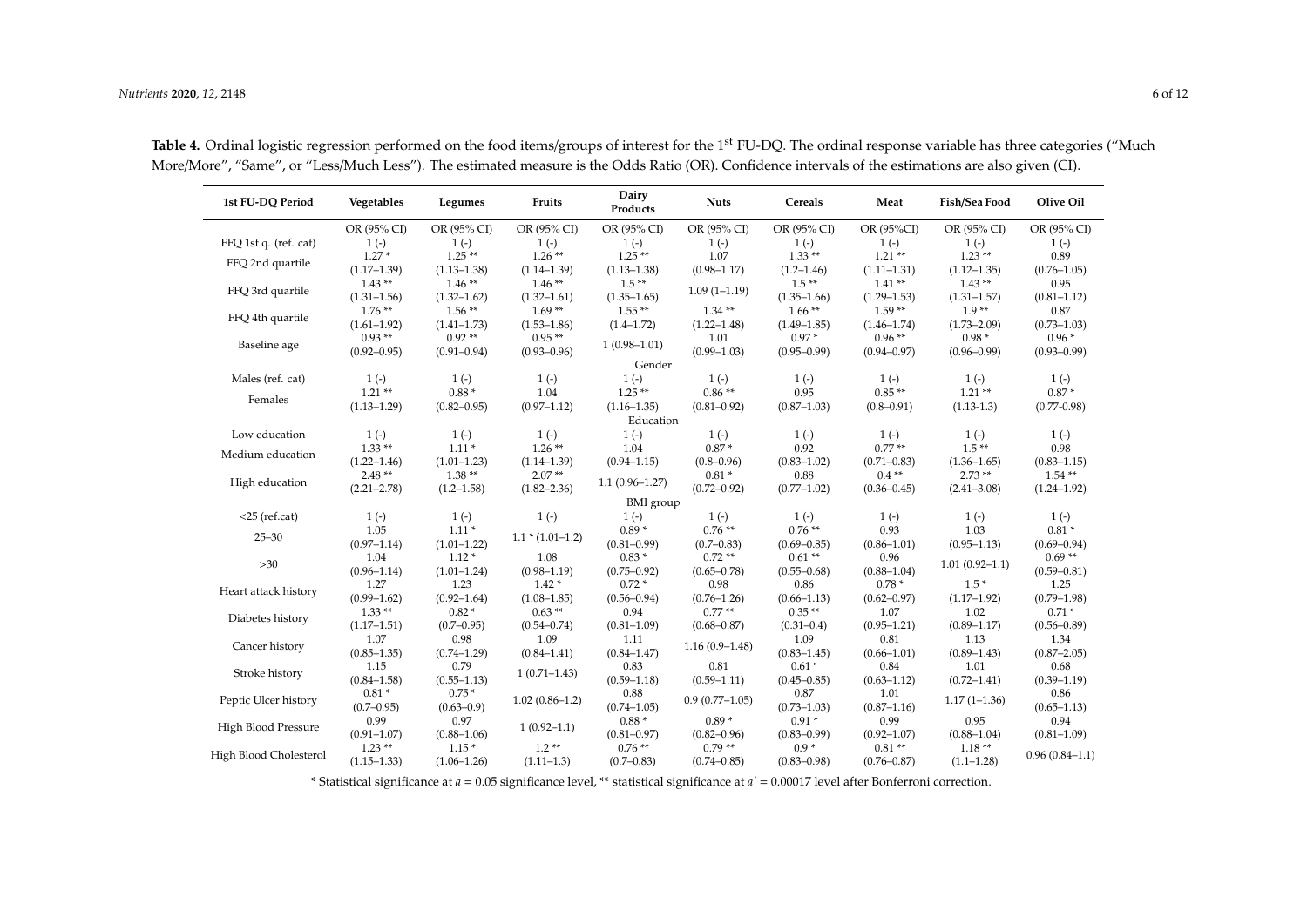**Table 4.** Ordinal logistic regression performed on the food items/groups of interest for the 1st FU-DQ. The ordinal response variable has three categories ("Much More/More", "Same", or "Less/Much Less"). The estimated measure is the Odds Ratio (OR). Confidence intervals of the estimations are also given (CI).

| 1st FU-DQ Period | Vegetables | Legumes | Fruits | Dairy Products | Nuts | Cereals | Meat | Fish/Sea Food | Olive Oil |
|---|---|---|---|---|---|---|---|---|---|
| | OR (95% CI) | OR (95% CI) | OR (95% CI) | OR (95% CI) | OR (95% CI) | OR (95% CI) | OR (95%CI) | OR (95% CI) | OR (95% CI) |
| FFQ 1st q. (ref. cat) | 1 (-) | 1 (-) | 1 (-) | 1 (-) | 1 (-) | 1 (-) | 1 (-) | 1 (-) | 1 (-) |
| FFQ 2nd quartile | 1.27 * (1.17–1.39) | 1.25 ** (1.13–1.38) | 1.26 ** (1.14–1.39) | 1.25 ** (1.13–1.38) | 1.07 (0.98–1.17) | 1.33 ** (1.2–1.46) | 1.21 ** (1.11–1.31) | 1.23 ** (1.12–1.35) | 0.89 (0.76–1.05) |
| FFQ 3rd quartile | 1.43 ** (1.31–1.56) | 1.46 ** (1.32–1.62) | 1.46 ** (1.32–1.61) | 1.5 ** (1.35–1.65) | 1.09 (1–1.19) | 1.5 ** (1.35–1.66) | 1.41 ** (1.29–1.53) | 1.43 ** (1.31–1.57) | 0.95 (0.81–1.12) |
| FFQ 4th quartile | 1.76 ** (1.61–1.92) | 1.56 ** (1.41–1.73) | 1.69 ** (1.53–1.86) | 1.55 ** (1.4–1.72) | 1.34 ** (1.22–1.48) | 1.66 ** (1.49–1.85) | 1.59 ** (1.46–1.74) | 1.9 ** (1.73–2.09) | 0.87 (0.73–1.03) |
| Baseline age | 0.93 ** (0.92–0.95) | 0.92 ** (0.91–0.94) | 0.95 ** (0.93–0.96) | 1 (0.98–1.01) | 1.01 (0.99–1.03) | 0.97 * (0.95–0.99) | 0.96 ** (0.94–0.97) | 0.98 * (0.96–0.99) | 0.96 * (0.93–0.99) |
| | | | | Gender | | | | | |
| Males (ref. cat) | 1 (-) | 1 (-) | 1 (-) | 1 (-) | 1 (-) | 1 (-) | 1 (-) | 1 (-) | 1 (-) |
| Females | 1.21 ** (1.13–1.29) | 0.88 * (0.82–0.95) | 1.04 (0.97–1.12) | 1.25 ** (1.16–1.35) | 0.86 ** (0.81–0.92) | 0.95 (0.87–1.03) | 0.85 ** (0.8–0.91) | 1.21 ** (1.13-1.3) | 0.87 * (0.77-0.98) |
| | | | | Education | | | | | |
| Low education | 1 (-) | 1 (-) | 1 (-) | 1 (-) | 1 (-) | 1 (-) | 1 (-) | 1 (-) | 1 (-) |
| Medium education | 1.33 ** (1.22–1.46) | 1.11 * (1.01–1.23) | 1.26 ** (1.14–1.39) | 1.04 (0.94–1.15) | 0.87 * (0.8–0.96) | 0.92 (0.83–1.02) | 0.77 ** (0.71–0.83) | 1.5 ** (1.36–1.65) | 0.98 (0.83–1.15) |
| High education | 2.48 ** (2.21–2.78) | 1.38 ** (1.2–1.58) | 2.07 ** (1.82–2.36) | 1.1 (0.96–1.27) | 0.81 * (0.72–0.92) | 0.88 (0.77–1.02) | 0.4 ** (0.36–0.45) | 2.73 ** (2.41–3.08) | 1.54 ** (1.24–1.92) |
| | | | | BMI group | | | | | |
| <25 (ref.cat) | 1 (-) | 1 (-) | 1 (-) | 1 (-) | 1 (-) | 1 (-) | 1 (-) | 1 (-) | 1 (-) |
| 25–30 | 1.05 (0.97–1.14) | 1.11 * (1.01–1.22) | 1.1 * (1.01–1.2) | 0.89 * (0.81–0.99) | 0.76 ** (0.7–0.83) | 0.76 ** (0.69–0.85) | 0.93 (0.86–1.01) | 1.03 (0.95–1.13) | 0.81 * (0.69–0.94) |
| >30 | 1.04 (0.96–1.14) | 1.12 * (1.01–1.24) | 1.08 (0.98–1.19) | 0.83 * (0.75–0.92) | 0.72 ** (0.65–0.78) | 0.61 ** (0.55–0.68) | 0.96 (0.88–1.04) | 1.01 (0.92–1.1) | 0.69 ** (0.59–0.81) |
| Heart attack history | 1.27 (0.99–1.62) | 1.23 (0.92–1.64) | 1.42 * (1.08–1.85) | 0.72 * (0.56–0.94) | 0.98 (0.76–1.26) | 0.86 (0.66–1.13) | 0.78 * (0.62–0.97) | 1.5 * (1.17–1.92) | 1.25 (0.79–1.98) |
| Diabetes history | 1.33 ** (1.17–1.51) | 0.82 * (0.7–0.95) | 0.63 ** (0.54–0.74) | 0.94 (0.81–1.09) | 0.77 ** (0.68–0.87) | 0.35 ** (0.31–0.4) | 1.07 (0.95–1.21) | 1.02 (0.89–1.17) | 0.71 * (0.56–0.89) |
| Cancer history | 1.07 (0.85–1.35) | 0.98 (0.74–1.29) | 1.09 (0.84–1.41) | 1.11 (0.84–1.47) | 1.16 (0.9–1.48) | 1.09 (0.83–1.45) | 0.81 (0.66–1.01) | 1.13 (0.89–1.43) | 1.34 (0.87–2.05) |
| Stroke history | 1.15 (0.84–1.58) | 0.79 (0.55–1.13) | 1 (0.71–1.43) | 0.83 (0.59–1.18) | 0.81 (0.59–1.11) | 0.61 * (0.45–0.85) | 0.84 (0.63–1.12) | 1.01 (0.72–1.41) | 0.68 (0.39–1.19) |
| Peptic Ulcer history | 0.81 * (0.7–0.95) | 0.75 * (0.63–0.9) | 1.02 (0.86–1.2) | 0.88 (0.74–1.05) | 0.9 (0.77–1.05) | 0.87 (0.73–1.03) | 1.01 (0.87–1.16) | 1.17 (1–1.36) | 0.86 (0.65–1.13) |
| High Blood Pressure | 0.99 (0.91–1.07) | 0.97 (0.88–1.06) | 1 (0.92–1.1) | 0.88 * (0.81–0.97) | 0.89 * (0.82–0.96) | 0.91 * (0.83–0.99) | 0.99 (0.92–1.07) | 0.95 (0.88–1.04) | 0.94 (0.81–1.09) |
| High Blood Cholesterol | 1.23 ** (1.15–1.33) | 1.15 * (1.06–1.26) | 1.2 ** (1.11–1.3) | 0.76 ** (0.7–0.83) | 0.79 ** (0.74–0.85) | 0.9 * (0.83–0.98) | 0.81 ** (0.76–0.87) | 1.18 ** (1.1–1.28) | 0.96 (0.84–1.1) |

\* Statistical significance at $a = 0.05$ significance level, ** statistical significance at $a' = 0.00017$ level after Bonferroni correction.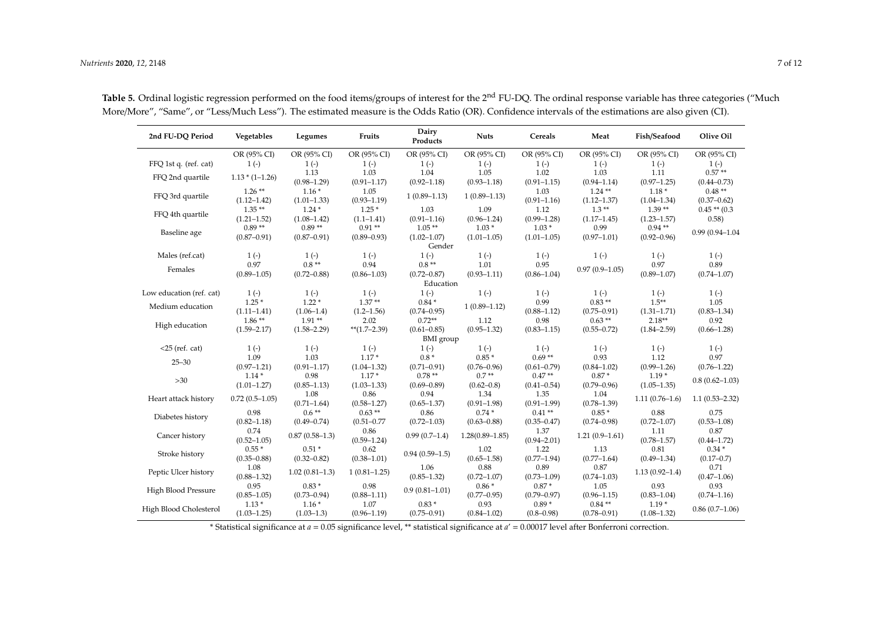**Table 5.** Ordinal logistic regression performed on the food items/groups of interest for the 2nd FU-DQ. The ordinal response variable has three categories ("Much More/More", "Same", or "Less/Much Less"). The estimated measure is the Odds Ratio (OR). Confidence intervals of the estimations are also given (CI).

| 2nd FU-DQ Period | Vegetables | Legumes | Fruits | Dairy Products | Nuts | Cereals | Meat | Fish/Seafood | Olive Oil |
|---|---|---|---|---|---|---|---|---|---|
| | OR (95% CI) | OR (95% CI) | OR (95% CI) | OR (95% CI) | OR (95% CI) | OR (95% CI) | OR (95% CI) | OR (95% CI) | OR (95% CI) |
| FFQ 1st q. (ref. cat) | 1 (-) | 1 (-) | 1 (-) | 1 (-) | 1 (-) | 1 (-) | 1 (-) | 1 (-) | 1 (-) |
| FFQ 2nd quartile | 1.13 * (1–1.26) | 1.13 (0.98–1.29) | 1.03 (0.91–1.17) | 1.04 (0.92–1.18) | 1.05 (0.93–1.18) | 1.02 (0.91–1.15) | 1.03 (0.94–1.14) | 1.11 (0.97–1.25) | 0.57 ** (0.44–0.73) |
| FFQ 3rd quartile | 1.26 ** (1.12–1.42) | 1.16 * (1.01–1.33) | 1.05 (0.93–1.19) | 1 (0.89–1.13) | 1 (0.89–1.13) | 1.03 (0.91–1.16) | 1.24 ** (1.12–1.37) | 1.18 * (1.04–1.34) | 0.48 ** (0.37–0.62) |
| FFQ 4th quartile | 1.35 ** (1.21–1.52) | 1.24 * (1.08–1.42) | 1.25 * (1.1–1.41) | 1.03 (0.91–1.16) | 1.09 (0.96–1.24) | 1.12 (0.99–1.28) | 1.3 ** (1.17–1.45) | 1.39 ** (1.23–1.57) | 0.45 ** (0.3 0.58) |
| Baseline age | 0.89 ** (0.87–0.91) | 0.89 ** (0.87–0.91) | 0.91 ** (0.89–0.93) | 1.05 ** (1.02–1.07) | 1.03 * (1.01–1.05) | 1.03 * (1.01–1.05) | 0.99 (0.97–1.01) | 0.94 ** (0.92–0.96) | 0.99 (0.94–1.04 |
| Gender | | | | | | | | | |
| Males (ref.cat) | 1 (-) | 1 (-) | 1 (-) | 1 (-) | 1 (-) | 1 (-) | 1 (-) | 1 (-) | 1 (-) |
| Females | 0.97 (0.89–1.05) | 0.8 ** (0.72–0.88) | 0.94 (0.86–1.03) | 0.8 ** (0.72–0.87) | 1.01 (0.93–1.11) | 0.95 (0.86–1.04) | 0.97 (0.9–1.05) | 0.97 (0.89–1.07) | 0.89 (0.74–1.07) |
| Education | | | | | | | | | |
| Low education (ref. cat) | 1 (-) | 1 (-) | 1 (-) | 1 (-) | 1 (-) | 1 (-) | 1 (-) | 1 (-) | 1 (-) |
| Medium education | 1.25 * (1.11–1.41) | 1.22 * (1.06–1.4) | 1.37 ** (1.2–1.56) | 0.84 * (0.74–0.95) | 1 (0.89–1.12) | 0.99 (0.88–1.12) | 0.83 ** (0.75–0.91) | 1.5** (1.31–1.71) | 1.05 (0.83–1.34) |
| High education | 1.86 ** (1.59–2.17) | 1.91 ** (1.58–2.29) | 2.02 **(1.7–2.39) | 0.72** (0.61–0.85) | 1.12 (0.95–1.32) | 0.98 (0.83–1.15) | 0.63 ** (0.55–0.72) | 2.18** (1.84–2.59) | 0.92 (0.66–1.28) |
| BMI group | | | | | | | | | |
| <25 (ref. cat) | 1 (-) | 1 (-) | 1 (-) | 1 (-) | 1 (-) | 1 (-) | 1 (-) | 1 (-) | 1 (-) |
| 25–30 | 1.09 (0.97–1.21) | 1.03 (0.91–1.17) | 1.17 * (1.04–1.32) | 0.8 * (0.71–0.91) | 0.85 * (0.76–0.96) | 0.69 ** (0.61–0.79) | 0.93 (0.84–1.02) | 1.12 (0.99–1.26) | 0.97 (0.76–1.22) |
| >30 | 1.14 * (1.01–1.27) | 0.98 (0.85–1.13) | 1.17 * (1.03–1.33) | 0.78 ** (0.69–0.89) | 0.7 ** (0.62–0.8) | 0.47 ** (0.41–0.54) | 0.87 * (0.79–0.96) | 1.19 * (1.05–1.35) | 0.8 (0.62–1.03) |
| Heart attack history | 0.72 (0.5–1.05) | 1.08 (0.71–1.64) | 0.86 (0.58–1.27) | 0.94 (0.65–1.37) | 1.34 (0.91–1.98) | 1.35 (0.91–1.99) | 1.04 (0.78–1.39) | 1.11 (0.76–1.6) | 1.1 (0.53–2.32) |
| Diabetes history | 0.98 (0.82–1.18) | 0.6 ** (0.49–0.74) | 0.63 ** (0.51–0.77 | 0.86 (0.72–1.03) | 0.74 * (0.63–0.88) | 0.41 ** (0.35–0.47) | 0.85 * (0.74–0.98) | 0.88 (0.72–1.07) | 0.75 (0.53–1.08) |
| Cancer history | 0.74 (0.52–1.05) | 0.87 (0.58–1.3) | 0.86 (0.59–1.24) | 0.99 (0.7–1.4) | 1.28(0.89–1.85) | 1.37 (0.94–2.01) | 1.21 (0.9–1.61) | 1.11 (0.78–1.57) | 0.87 (0.44–1.72) |
| Stroke history | 0.55 * (0.35–0.88) | 0.51 * (0.32–0.82) | 0.62 (0.38–1.01) | 0.94 (0.59–1.5) | 1.02 (0.65–1.58) | 1.22 (0.77–1.94) | 1.13 (0.77–1.64) | 0.81 (0.49–1.34) | 0.34 * (0.17–0.7) |
| Peptic Ulcer history | 1.08 (0.88–1.32) | 1.02 (0.81–1.3) | 1 (0.81–1.25) | 1.06 (0.85–1.32) | 0.88 (0.72–1.07) | 0.89 (0.73–1.09) | 0.87 (0.74–1.03) | 1.13 (0.92–1.4) | 0.71 (0.47–1.06) |
| High Blood Pressure | 0.95 (0.85–1.05) | 0.83 * (0.73–0.94) | 0.98 (0.88–1.11) | 0.9 (0.81–1.01) | 0.86 * (0.77–0.95) | 0.87 * (0.79–0.97) | 1.05 (0.96–1.15) | 0.93 (0.83–1.04) | 0.93 (0.74–1.16) |
| High Blood Cholesterol | 1.13 * (1.03–1.25) | 1.16 * (1.03–1.3) | 1.07 (0.96–1.19) | 0.83 * (0.75–0.91) | 0.93 (0.84–1.02) | 0.89 * (0.8–0.98) | 0.84 ** (0.78–0.91) | 1.19 * (1.08–1.32) | 0.86 (0.7–1.06) |

* Statistical significance at $a = 0.05$ significance level, ** statistical significance at $a' = 0.00017$ level after Bonferroni correction.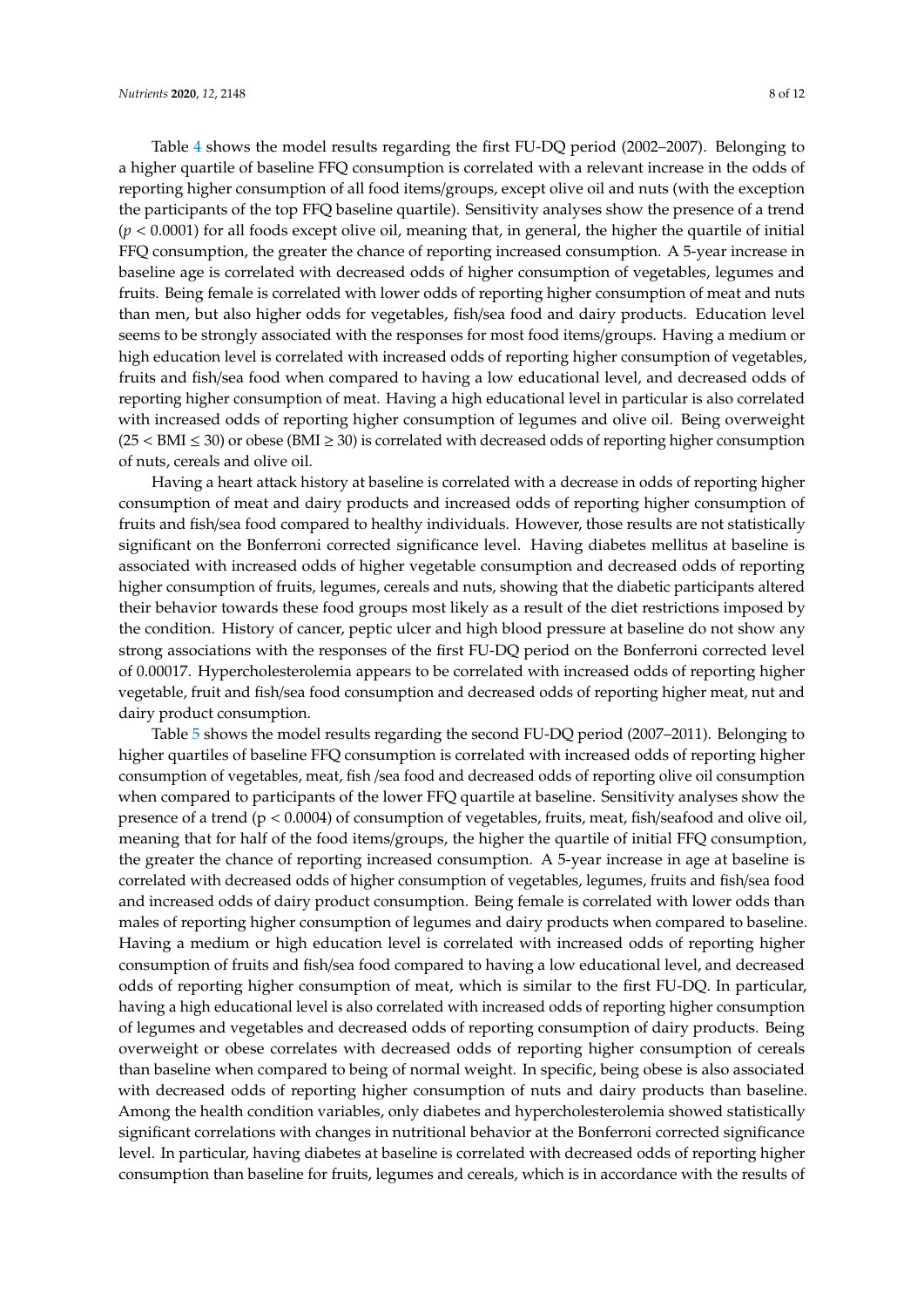Table 4 shows the model results regarding the first FU-DQ period (2002–2007). Belonging to a higher quartile of baseline FFQ consumption is correlated with a relevant increase in the odds of reporting higher consumption of all food items/groups, except olive oil and nuts (with the exception the participants of the top FFQ baseline quartile). Sensitivity analyses show the presence of a trend ($p < 0.0001$) for all foods except olive oil, meaning that, in general, the higher the quartile of initial FFQ consumption, the greater the chance of reporting increased consumption. A 5-year increase in baseline age is correlated with decreased odds of higher consumption of vegetables, legumes and fruits. Being female is correlated with lower odds of reporting higher consumption of meat and nuts than men, but also higher odds for vegetables, fish/sea food and dairy products. Education level seems to be strongly associated with the responses for most food items/groups. Having a medium or high education level is correlated with increased odds of reporting higher consumption of vegetables, fruits and fish/sea food when compared to having a low educational level, and decreased odds of reporting higher consumption of meat. Having a high educational level in particular is also correlated with increased odds of reporting higher consumption of legumes and olive oil. Being overweight ($25 < \text{BMI} \leq 30$) or obese ($\text{BMI} \geq 30$) is correlated with decreased odds of reporting higher consumption of nuts, cereals and olive oil.

Having a heart attack history at baseline is correlated with a decrease in odds of reporting higher consumption of meat and dairy products and increased odds of reporting higher consumption of fruits and fish/sea food compared to healthy individuals. However, those results are not statistically significant on the Bonferroni corrected significance level. Having diabetes mellitus at baseline is associated with increased odds of higher vegetable consumption and decreased odds of reporting higher consumption of fruits, legumes, cereals and nuts, showing that the diabetic participants altered their behavior towards these food groups most likely as a result of the diet restrictions imposed by the condition. History of cancer, peptic ulcer and high blood pressure at baseline do not show any strong associations with the responses of the first FU-DQ period on the Bonferroni corrected level of 0.00017. Hypercholesterolemia appears to be correlated with increased odds of reporting higher vegetable, fruit and fish/sea food consumption and decreased odds of reporting higher meat, nut and dairy product consumption.

Table 5 shows the model results regarding the second FU-DQ period (2007–2011). Belonging to higher quartiles of baseline FFQ consumption is correlated with increased odds of reporting higher consumption of vegetables, meat, fish /sea food and decreased odds of reporting olive oil consumption when compared to participants of the lower FFQ quartile at baseline. Sensitivity analyses show the presence of a trend ($p < 0.0004$) of consumption of vegetables, fruits, meat, fish/seafood and olive oil, meaning that for half of the food items/groups, the higher the quartile of initial FFQ consumption, the greater the chance of reporting increased consumption. A 5-year increase in age at baseline is correlated with decreased odds of higher consumption of vegetables, legumes, fruits and fish/sea food and increased odds of dairy product consumption. Being female is correlated with lower odds than males of reporting higher consumption of legumes and dairy products when compared to baseline. Having a medium or high education level is correlated with increased odds of reporting higher consumption of fruits and fish/sea food compared to having a low educational level, and decreased odds of reporting higher consumption of meat, which is similar to the first FU-DQ. In particular, having a high educational level is also correlated with increased odds of reporting higher consumption of legumes and vegetables and decreased odds of reporting consumption of dairy products. Being overweight or obese correlates with decreased odds of reporting higher consumption of cereals than baseline when compared to being of normal weight. In specific, being obese is also associated with decreased odds of reporting higher consumption of nuts and dairy products than baseline. Among the health condition variables, only diabetes and hypercholesterolemia showed statistically significant correlations with changes in nutritional behavior at the Bonferroni corrected significance level. In particular, having diabetes at baseline is correlated with decreased odds of reporting higher consumption than baseline for fruits, legumes and cereals, which is in accordance with the results of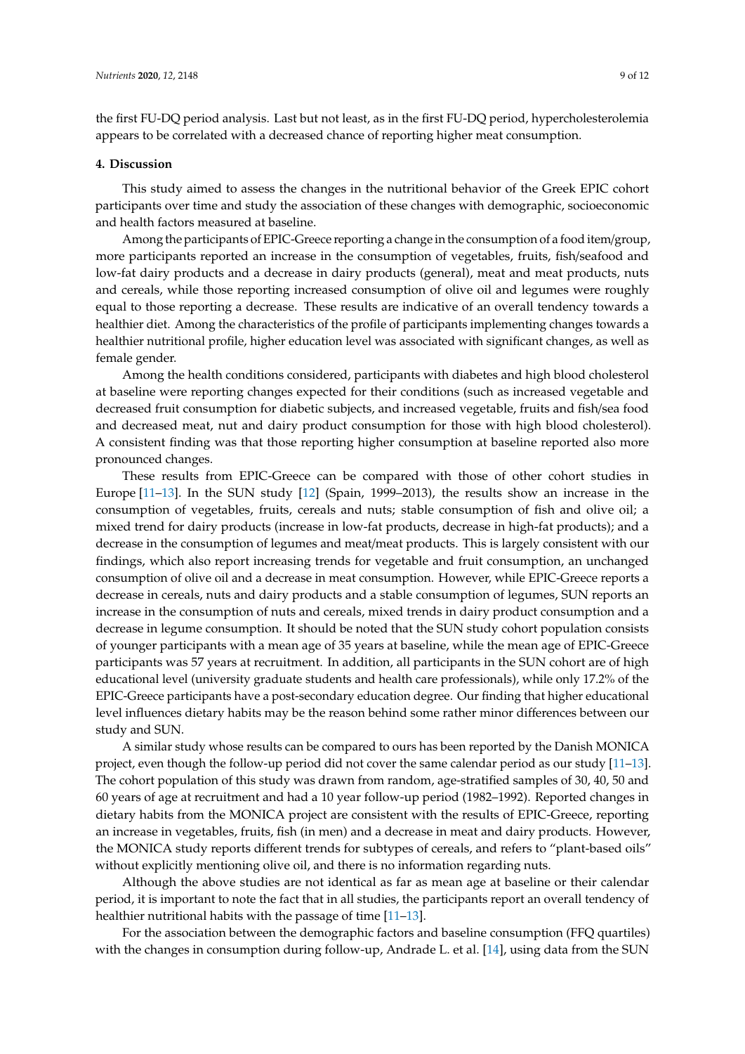the first FU-DQ period analysis. Last but not least, as in the first FU-DQ period, hypercholesterolemia appears to be correlated with a decreased chance of reporting higher meat consumption.

## 4. Discussion

This study aimed to assess the changes in the nutritional behavior of the Greek EPIC cohort participants over time and study the association of these changes with demographic, socioeconomic and health factors measured at baseline.

Among the participants of EPIC-Greece reporting a change in the consumption of a food item/group, more participants reported an increase in the consumption of vegetables, fruits, fish/seafood and low-fat dairy products and a decrease in dairy products (general), meat and meat products, nuts and cereals, while those reporting increased consumption of olive oil and legumes were roughly equal to those reporting a decrease. These results are indicative of an overall tendency towards a healthier diet. Among the characteristics of the profile of participants implementing changes towards a healthier nutritional profile, higher education level was associated with significant changes, as well as female gender.

Among the health conditions considered, participants with diabetes and high blood cholesterol at baseline were reporting changes expected for their conditions (such as increased vegetable and decreased fruit consumption for diabetic subjects, and increased vegetable, fruits and fish/sea food and decreased meat, nut and dairy product consumption for those with high blood cholesterol). A consistent finding was that those reporting higher consumption at baseline reported also more pronounced changes.

These results from EPIC-Greece can be compared with those of other cohort studies in Europe [11–13]. In the SUN study [12] (Spain, 1999–2013), the results show an increase in the consumption of vegetables, fruits, cereals and nuts; stable consumption of fish and olive oil; a mixed trend for dairy products (increase in low-fat products, decrease in high-fat products); and a decrease in the consumption of legumes and meat/meat products. This is largely consistent with our findings, which also report increasing trends for vegetable and fruit consumption, an unchanged consumption of olive oil and a decrease in meat consumption. However, while EPIC-Greece reports a decrease in cereals, nuts and dairy products and a stable consumption of legumes, SUN reports an increase in the consumption of nuts and cereals, mixed trends in dairy product consumption and a decrease in legume consumption. It should be noted that the SUN study cohort population consists of younger participants with a mean age of 35 years at baseline, while the mean age of EPIC-Greece participants was 57 years at recruitment. In addition, all participants in the SUN cohort are of high educational level (university graduate students and health care professionals), while only 17.2% of the EPIC-Greece participants have a post-secondary education degree. Our finding that higher educational level influences dietary habits may be the reason behind some rather minor differences between our study and SUN.

A similar study whose results can be compared to ours has been reported by the Danish MONICA project, even though the follow-up period did not cover the same calendar period as our study [11–13]. The cohort population of this study was drawn from random, age-stratified samples of 30, 40, 50 and 60 years of age at recruitment and had a 10 year follow-up period (1982–1992). Reported changes in dietary habits from the MONICA project are consistent with the results of EPIC-Greece, reporting an increase in vegetables, fruits, fish (in men) and a decrease in meat and dairy products. However, the MONICA study reports different trends for subtypes of cereals, and refers to "plant-based oils" without explicitly mentioning olive oil, and there is no information regarding nuts.

Although the above studies are not identical as far as mean age at baseline or their calendar period, it is important to note the fact that in all studies, the participants report an overall tendency of healthier nutritional habits with the passage of time [11–13].

For the association between the demographic factors and baseline consumption (FFQ quartiles) with the changes in consumption during follow-up, Andrade L. et al. [14], using data from the SUN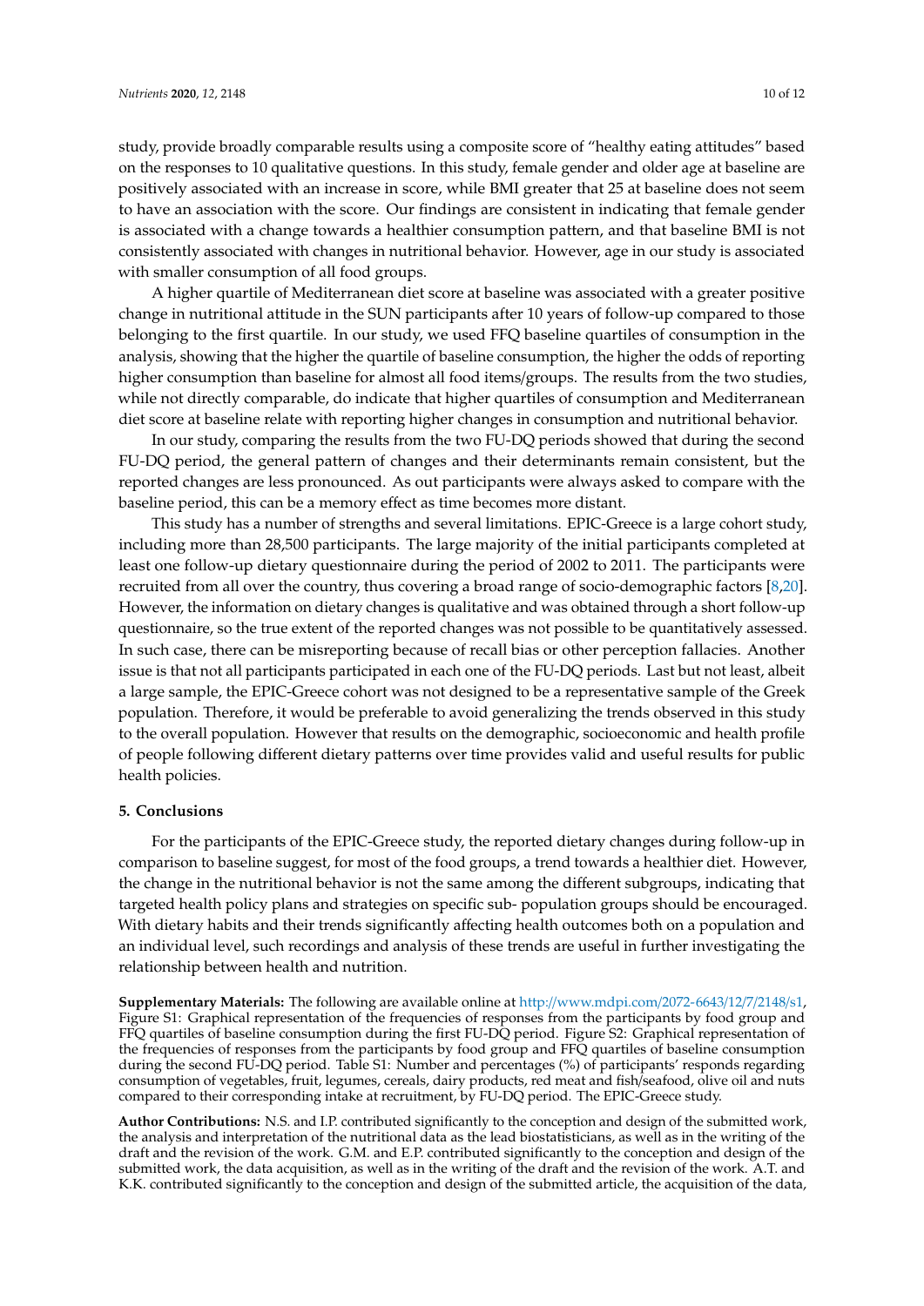study, provide broadly comparable results using a composite score of "healthy eating attitudes" based on the responses to 10 qualitative questions. In this study, female gender and older age at baseline are positively associated with an increase in score, while BMI greater that 25 at baseline does not seem to have an association with the score. Our findings are consistent in indicating that female gender is associated with a change towards a healthier consumption pattern, and that baseline BMI is not consistently associated with changes in nutritional behavior. However, age in our study is associated with smaller consumption of all food groups.

A higher quartile of Mediterranean diet score at baseline was associated with a greater positive change in nutritional attitude in the SUN participants after 10 years of follow-up compared to those belonging to the first quartile. In our study, we used FFQ baseline quartiles of consumption in the analysis, showing that the higher the quartile of baseline consumption, the higher the odds of reporting higher consumption than baseline for almost all food items/groups. The results from the two studies, while not directly comparable, do indicate that higher quartiles of consumption and Mediterranean diet score at baseline relate with reporting higher changes in consumption and nutritional behavior.

In our study, comparing the results from the two FU-DQ periods showed that during the second FU-DQ period, the general pattern of changes and their determinants remain consistent, but the reported changes are less pronounced. As out participants were always asked to compare with the baseline period, this can be a memory effect as time becomes more distant.

This study has a number of strengths and several limitations. EPIC-Greece is a large cohort study, including more than 28,500 participants. The large majority of the initial participants completed at least one follow-up dietary questionnaire during the period of 2002 to 2011. The participants were recruited from all over the country, thus covering a broad range of socio-demographic factors [8,20]. However, the information on dietary changes is qualitative and was obtained through a short follow-up questionnaire, so the true extent of the reported changes was not possible to be quantitatively assessed. In such case, there can be misreporting because of recall bias or other perception fallacies. Another issue is that not all participants participated in each one of the FU-DQ periods. Last but not least, albeit a large sample, the EPIC-Greece cohort was not designed to be a representative sample of the Greek population. Therefore, it would be preferable to avoid generalizing the trends observed in this study to the overall population. However that results on the demographic, socioeconomic and health profile of people following different dietary patterns over time provides valid and useful results for public health policies.

## 5. Conclusions

For the participants of the EPIC-Greece study, the reported dietary changes during follow-up in comparison to baseline suggest, for most of the food groups, a trend towards a healthier diet. However, the change in the nutritional behavior is not the same among the different subgroups, indicating that targeted health policy plans and strategies on specific sub- population groups should be encouraged. With dietary habits and their trends significantly affecting health outcomes both on a population and an individual level, such recordings and analysis of these trends are useful in further investigating the relationship between health and nutrition.

**Supplementary Materials:** The following are available online at http://www.mdpi.com/2072-6643/12/7/2148/s1, Figure S1: Graphical representation of the frequencies of responses from the participants by food group and FFQ quartiles of baseline consumption during the first FU-DQ period. Figure S2: Graphical representation of the frequencies of responses from the participants by food group and FFQ quartiles of baseline consumption during the second FU-DQ period. Table S1: Number and percentages (%) of participants' responds regarding consumption of vegetables, fruit, legumes, cereals, dairy products, red meat and fish/seafood, olive oil and nuts compared to their corresponding intake at recruitment, by FU-DQ period. The EPIC-Greece study.

**Author Contributions:** N.S. and I.P. contributed significantly to the conception and design of the submitted work, the analysis and interpretation of the nutritional data as the lead biostatisticians, as well as in the writing of the draft and the revision of the work. G.M. and E.P. contributed significantly to the conception and design of the submitted work, the data acquisition, as well as in the writing of the draft and the revision of the work. A.T. and K.K. contributed significantly to the conception and design of the submitted article, the acquisition of the data,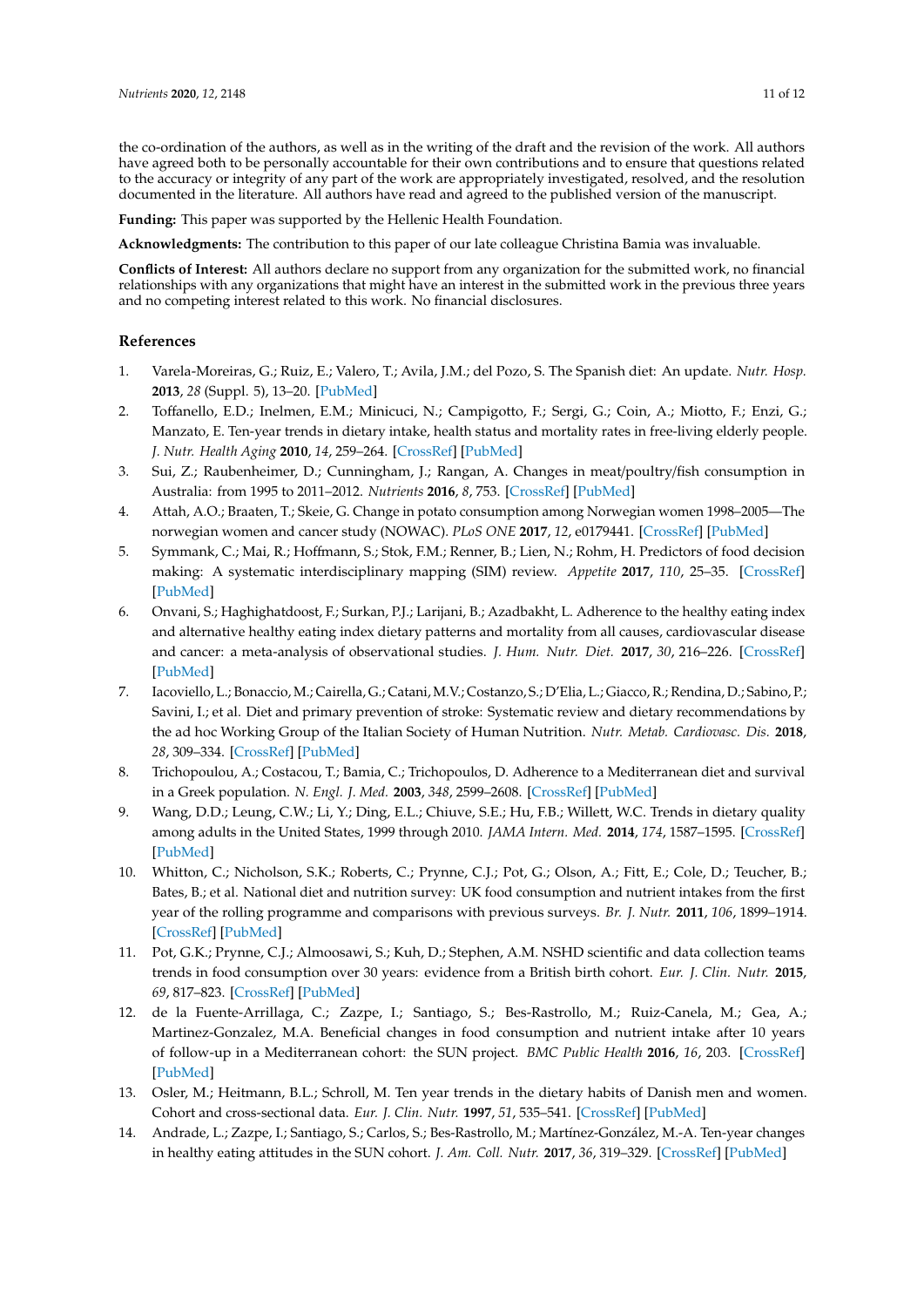the co-ordination of the authors, as well as in the writing of the draft and the revision of the work. All authors have agreed both to be personally accountable for their own contributions and to ensure that questions related to the accuracy or integrity of any part of the work are appropriately investigated, resolved, and the resolution documented in the literature. All authors have read and agreed to the published version of the manuscript.

**Funding:** This paper was supported by the Hellenic Health Foundation.

**Acknowledgments:** The contribution to this paper of our late colleague Christina Bamia was invaluable.

**Conflicts of Interest:** All authors declare no support from any organization for the submitted work, no financial relationships with any organizations that might have an interest in the submitted work in the previous three years and no competing interest related to this work. No financial disclosures.

## References

1. Varela-Moreiras, G.; Ruiz, E.; Valero, T.; Avila, J.M.; del Pozo, S. The Spanish diet: An update. *Nutr. Hosp.* **2013**, *28* (Suppl. 5), 13–20. [PubMed]
2. Toffanello, E.D.; Inelmen, E.M.; Minicuci, N.; Campigotto, F.; Sergi, G.; Coin, A.; Miotto, F.; Enzi, G.; Manzato, E. Ten-year trends in dietary intake, health status and mortality rates in free-living elderly people. *J. Nutr. Health Aging* **2010**, *14*, 259–264. [CrossRef] [PubMed]
3. Sui, Z.; Raubenheimer, D.; Cunningham, J.; Rangan, A. Changes in meat/poultry/fish consumption in Australia: from 1995 to 2011–2012. *Nutrients* **2016**, *8*, 753. [CrossRef] [PubMed]
4. Attah, A.O.; Braaten, T.; Skeie, G. Change in potato consumption among Norwegian women 1998–2005—The norwegian women and cancer study (NOWAC). *PLoS ONE* **2017**, *12*, e0179441. [CrossRef] [PubMed]
5. Symmank, C.; Mai, R.; Hoffmann, S.; Stok, F.M.; Renner, B.; Lien, N.; Rohm, H. Predictors of food decision making: A systematic interdisciplinary mapping (SIM) review. *Appetite* **2017**, *110*, 25–35. [CrossRef] [PubMed]
6. Onvani, S.; Haghighatdoost, F.; Surkan, P.J.; Larijani, B.; Azadbakht, L. Adherence to the healthy eating index and alternative healthy eating index dietary patterns and mortality from all causes, cardiovascular disease and cancer: a meta-analysis of observational studies. *J. Hum. Nutr. Diet.* **2017**, *30*, 216–226. [CrossRef] [PubMed]
7. Iacoviello, L.; Bonaccio, M.; Cairella, G.; Catani, M.V.; Costanzo, S.; D'Elia, L.; Giacco, R.; Rendina, D.; Sabino, P.; Savini, I.; et al. Diet and primary prevention of stroke: Systematic review and dietary recommendations by the ad hoc Working Group of the Italian Society of Human Nutrition. *Nutr. Metab. Cardiovasc. Dis.* **2018**, *28*, 309–334. [CrossRef] [PubMed]
8. Trichopoulou, A.; Costacou, T.; Bamia, C.; Trichopoulos, D. Adherence to a Mediterranean diet and survival in a Greek population. *N. Engl. J. Med.* **2003**, *348*, 2599–2608. [CrossRef] [PubMed]
9. Wang, D.D.; Leung, C.W.; Li, Y.; Ding, E.L.; Chiuve, S.E.; Hu, F.B.; Willett, W.C. Trends in dietary quality among adults in the United States, 1999 through 2010. *JAMA Intern. Med.* **2014**, *174*, 1587–1595. [CrossRef] [PubMed]
10. Whitton, C.; Nicholson, S.K.; Roberts, C.; Prynne, C.J.; Pot, G.; Olson, A.; Fitt, E.; Cole, D.; Teucher, B.; Bates, B.; et al. National diet and nutrition survey: UK food consumption and nutrient intakes from the first year of the rolling programme and comparisons with previous surveys. *Br. J. Nutr.* **2011**, *106*, 1899–1914. [CrossRef] [PubMed]
11. Pot, G.K.; Prynne, C.J.; Almoosawi, S.; Kuh, D.; Stephen, A.M. NSHD scientific and data collection teams trends in food consumption over 30 years: evidence from a British birth cohort. *Eur. J. Clin. Nutr.* **2015**, *69*, 817–823. [CrossRef] [PubMed]
12. de la Fuente-Arrillaga, C.; Zazpe, I.; Santiago, S.; Bes-Rastrollo, M.; Ruiz-Canela, M.; Gea, A.; Martinez-Gonzalez, M.A. Beneficial changes in food consumption and nutrient intake after 10 years of follow-up in a Mediterranean cohort: the SUN project. *BMC Public Health* **2016**, *16*, 203. [CrossRef] [PubMed]
13. Osler, M.; Heitmann, B.L.; Schroll, M. Ten year trends in the dietary habits of Danish men and women. Cohort and cross-sectional data. *Eur. J. Clin. Nutr.* **1997**, *51*, 535–541. [CrossRef] [PubMed]
14. Andrade, L.; Zazpe, I.; Santiago, S.; Carlos, S.; Bes-Rastrollo, M.; Martínez-González, M.-A. Ten-year changes in healthy eating attitudes in the SUN cohort. *J. Am. Coll. Nutr.* **2017**, *36*, 319–329. [CrossRef] [PubMed]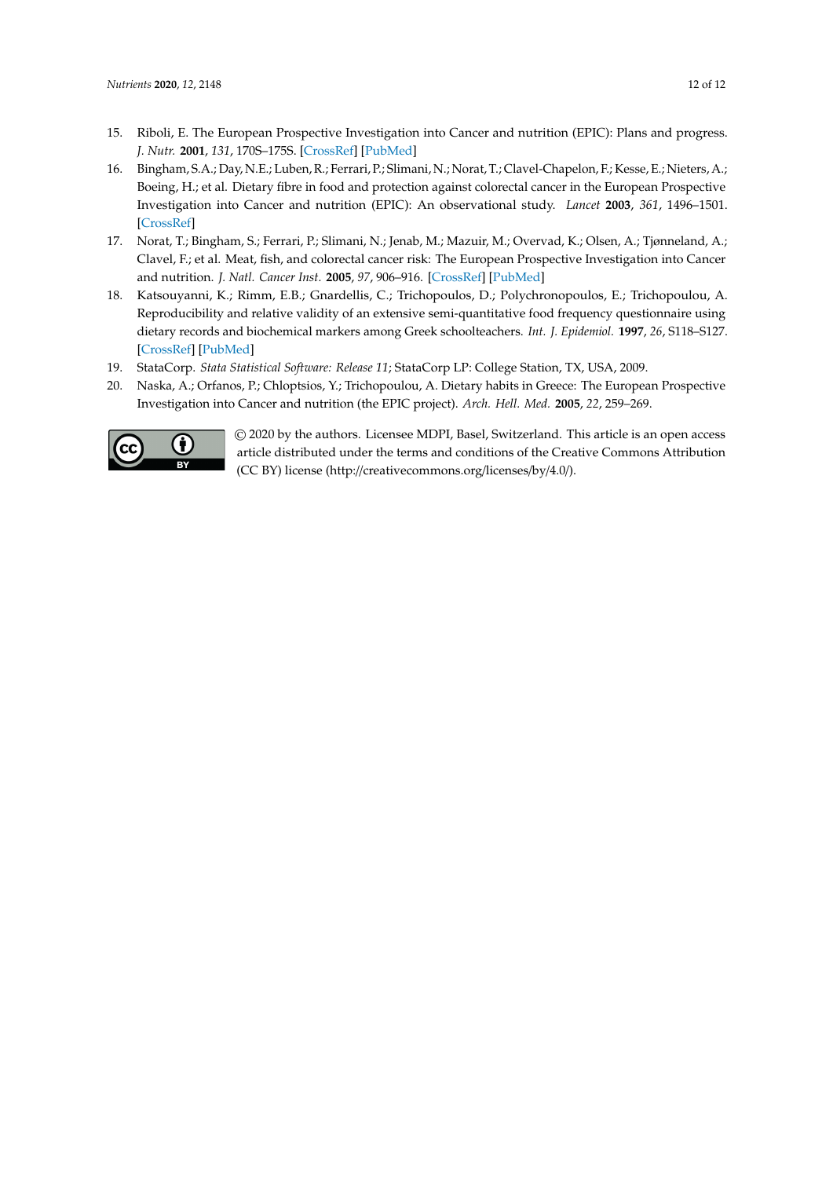15. Riboli, E. The European Prospective Investigation into Cancer and nutrition (EPIC): Plans and progress. *J. Nutr.* **2001**, *131*, 170S–175S. [CrossRef] [PubMed]
16. Bingham, S.A.; Day, N.E.; Luben, R.; Ferrari, P.; Slimani, N.; Norat, T.; Clavel-Chapelon, F.; Kesse, E.; Nieters, A.; Boeing, H.; et al. Dietary fibre in food and protection against colorectal cancer in the European Prospective Investigation into Cancer and nutrition (EPIC): An observational study. *Lancet* **2003**, *361*, 1496–1501. [CrossRef]
17. Norat, T.; Bingham, S.; Ferrari, P.; Slimani, N.; Jenab, M.; Mazuir, M.; Overvad, K.; Olsen, A.; Tjønneland, A.; Clavel, F.; et al. Meat, fish, and colorectal cancer risk: The European Prospective Investigation into Cancer and nutrition. *J. Natl. Cancer Inst.* **2005**, *97*, 906–916. [CrossRef] [PubMed]
18. Katsouyanni, K.; Rimm, E.B.; Gnardellis, C.; Trichopoulos, D.; Polychronopoulos, E.; Trichopoulou, A. Reproducibility and relative validity of an extensive semi-quantitative food frequency questionnaire using dietary records and biochemical markers among Greek schoolteachers. *Int. J. Epidemiol.* **1997**, *26*, S118–S127. [CrossRef] [PubMed]
19. StataCorp. *Stata Statistical Software: Release 11*; StataCorp LP: College Station, TX, USA, 2009.
20. Naska, A.; Orfanos, P.; Chloptsios, Y.; Trichopoulou, A. Dietary habits in Greece: The European Prospective Investigation into Cancer and nutrition (the EPIC project). *Arch. Hell. Med.* **2005**, *22*, 259–269.

© 2020 by the authors. Licensee MDPI, Basel, Switzerland. This article is an open access article distributed under the terms and conditions of the Creative Commons Attribution (CC BY) license (http://creativecommons.org/licenses/by/4.0/).